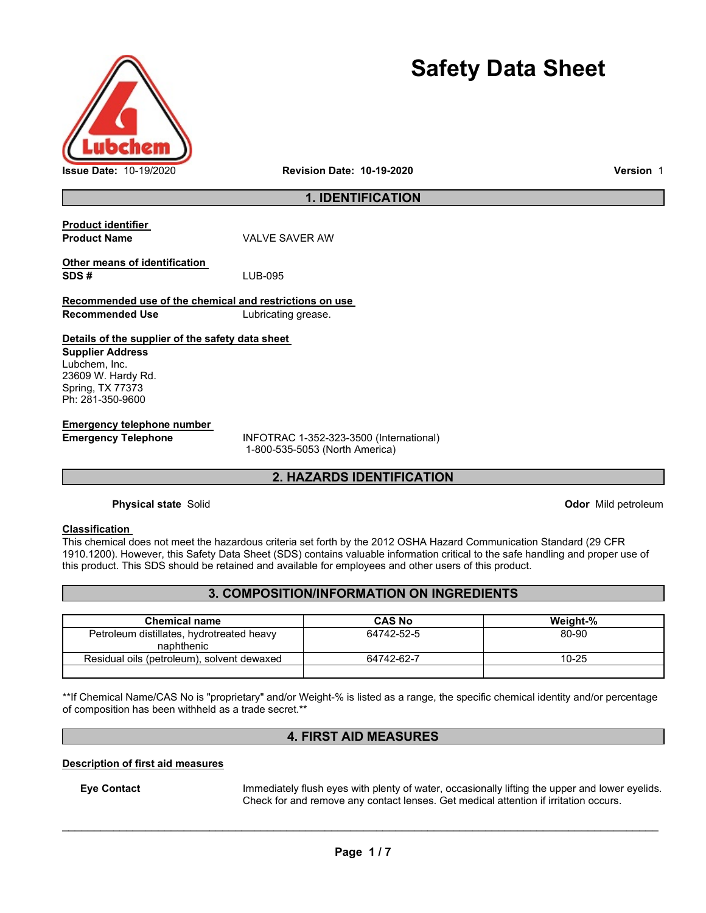# Safety Data Sheet

**Issue Date:** 10-19/2020 **Revision Date:** 10-19-2020 **Version** 1

## 1. IDENTIFICATION

**Product identifier**

**Product Name** VALVE SAVER AW

**Other means of identification**

**SDS #** LUB-095

**Recommended use of the chemical and restrictions on use**

**Recommended Use** Lubricating grease.

**Details of the supplier of the safety data sheet**

**Supplier Address**
Lubchem, Inc.
23609 W. Hardy Rd.
Spring, TX 77373
Ph: 281-350-9600

**Emergency telephone number**

**Emergency Telephone** INFOTRAC 1-352-323-3500 (International)
1-800-535-5053 (North America)

## 2. HAZARDS IDENTIFICATION

**Physical state** Solid

**Odor** Mild petroleum

**Classification**

This chemical does not meet the hazardous criteria set forth by the 2012 OSHA Hazard Communication Standard (29 CFR 1910.1200). However, this Safety Data Sheet (SDS) contains valuable information critical to the safe handling and proper use of this product. This SDS should be retained and available for employees and other users of this product.

## 3. COMPOSITION/INFORMATION ON INGREDIENTS

| Chemical name | CAS No | Weight-% |
| --- | --- | --- |
| Petroleum distillates, hydrotreated heavy naphthenic | 64742-52-5 | 80-90 |
| Residual oils (petroleum), solvent dewaxed | 64742-62-7 | 10-25 |
| | | |

**If Chemical Name/CAS No is "proprietary" and/or Weight-% is listed as a range, the specific chemical identity and/or percentage of composition has been withheld as a trade secret.**

## 4. FIRST AID MEASURES

**Description of first aid measures**

**Eye Contact** Immediately flush eyes with plenty of water, occasionally lifting the upper and lower eyelids. Check for and remove any contact lenses. Get medical attention if irritation occurs.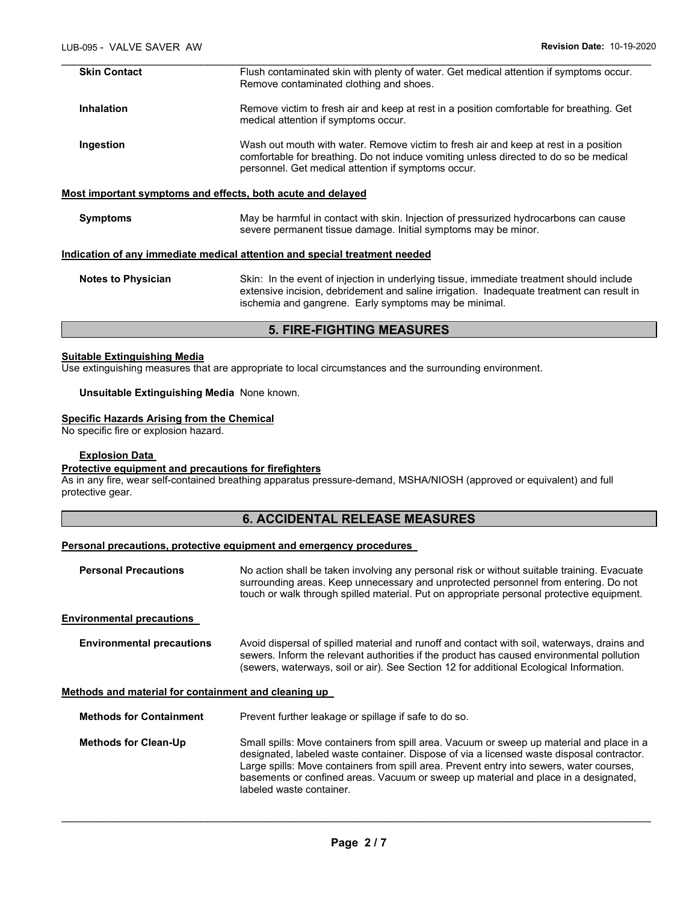**Skin Contact**
Flush contaminated skin with plenty of water. Get medical attention if symptoms occur. Remove contaminated clothing and shoes.

**Inhalation**
Remove victim to fresh air and keep at rest in a position comfortable for breathing. Get medical attention if symptoms occur.

**Ingestion**
Wash out mouth with water. Remove victim to fresh air and keep at rest in a position comfortable for breathing. Do not induce vomiting unless directed to do so be medical personnel. Get medical attention if symptoms occur.

**Most important symptoms and effects, both acute and delayed**

**Symptoms**
May be harmful in contact with skin. Injection of pressurized hydrocarbons can cause severe permanent tissue damage. Initial symptoms may be minor.

**Indication of any immediate medical attention and special treatment needed**

**Notes to Physician**
Skin: In the event of injection in underlying tissue, immediate treatment should include extensive incision, debridement and saline irrigation. Inadequate treatment can result in ischemia and gangrene. Early symptoms may be minimal.

## 5. FIRE-FIGHTING MEASURES

**Suitable Extinguishing Media**
Use extinguishing measures that are appropriate to local circumstances and the surrounding environment.

**Unsuitable Extinguishing Media** None known.

**Specific Hazards Arising from the Chemical**
No specific fire or explosion hazard.

**Explosion Data**

**Protective equipment and precautions for firefighters**
As in any fire, wear self-contained breathing apparatus pressure-demand, MSHA/NIOSH (approved or equivalent) and full protective gear.

## 6. ACCIDENTAL RELEASE MEASURES

**Personal precautions, protective equipment and emergency procedures**

**Personal Precautions**
No action shall be taken involving any personal risk or without suitable training. Evacuate surrounding areas. Keep unnecessary and unprotected personnel from entering. Do not touch or walk through spilled material. Put on appropriate personal protective equipment.

**Environmental precautions**

**Environmental precautions**
Avoid dispersal of spilled material and runoff and contact with soil, waterways, drains and sewers. Inform the relevant authorities if the product has caused environmental pollution (sewers, waterways, soil or air). See Section 12 for additional Ecological Information.

**Methods and material for containment and cleaning up**

**Methods for Containment**
Prevent further leakage or spillage if safe to do so.

**Methods for Clean-Up**
Small spills: Move containers from spill area. Vacuum or sweep up material and place in a designated, labeled waste container. Dispose of via a licensed waste disposal contractor. Large spills: Move containers from spill area. Prevent entry into sewers, water courses, basements or confined areas. Vacuum or sweep up material and place in a designated, labeled waste container.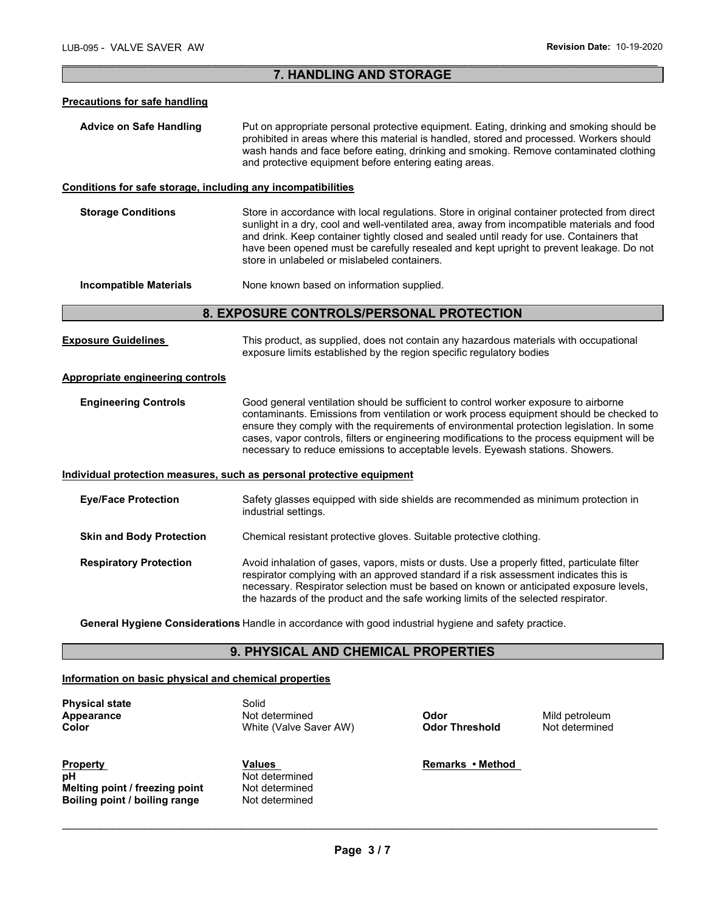## 7. HANDLING AND STORAGE

### Precautions for safe handling

**Advice on Safe Handling** Put on appropriate personal protective equipment. Eating, drinking and smoking should be prohibited in areas where this material is handled, stored and processed. Workers should wash hands and face before eating, drinking and smoking. Remove contaminated clothing and protective equipment before entering eating areas.

### Conditions for safe storage, including any incompatibilities

**Storage Conditions** Store in accordance with local regulations. Store in original container protected from direct sunlight in a dry, cool and well-ventilated area, away from incompatible materials and food and drink. Keep container tightly closed and sealed until ready for use. Containers that have been opened must be carefully resealed and kept upright to prevent leakage. Do not store in unlabeled or mislabeled containers.

**Incompatible Materials** None known based on information supplied.

## 8. EXPOSURE CONTROLS/PERSONAL PROTECTION

**Exposure Guidelines** This product, as supplied, does not contain any hazardous materials with occupational exposure limits established by the region specific regulatory bodies

### Appropriate engineering controls

**Engineering Controls** Good general ventilation should be sufficient to control worker exposure to airborne contaminants. Emissions from ventilation or work process equipment should be checked to ensure they comply with the requirements of environmental protection legislation. In some cases, vapor controls, filters or engineering modifications to the process equipment will be necessary to reduce emissions to acceptable levels. Eyewash stations. Showers.

### Individual protection measures, such as personal protective equipment

**Eye/Face Protection** Safety glasses equipped with side shields are recommended as minimum protection in industrial settings.

**Skin and Body Protection** Chemical resistant protective gloves. Suitable protective clothing.

**Respiratory Protection** Avoid inhalation of gases, vapors, mists or dusts. Use a properly fitted, particulate filter respirator complying with an approved standard if a risk assessment indicates this is necessary. Respirator selection must be based on known or anticipated exposure levels, the hazards of the product and the safe working limits of the selected respirator.

**General Hygiene Considerations** Handle in accordance with good industrial hygiene and safety practice.

## 9. PHYSICAL AND CHEMICAL PROPERTIES

### Information on basic physical and chemical properties

| | | | |
|---|---|---|---|
| **Physical state** | Solid | | |
| **Appearance** | Not determined | **Odor** | Mild petroleum |
| **Color** | White (Valve Saver AW) | **Odor Threshold** | Not determined |

| **Property** | **Values** | **Remarks • Method** |
|---|---|---|
| **pH** | Not determined | |
| **Melting point / freezing point** | Not determined | |
| **Boiling point / boiling range** | Not determined | |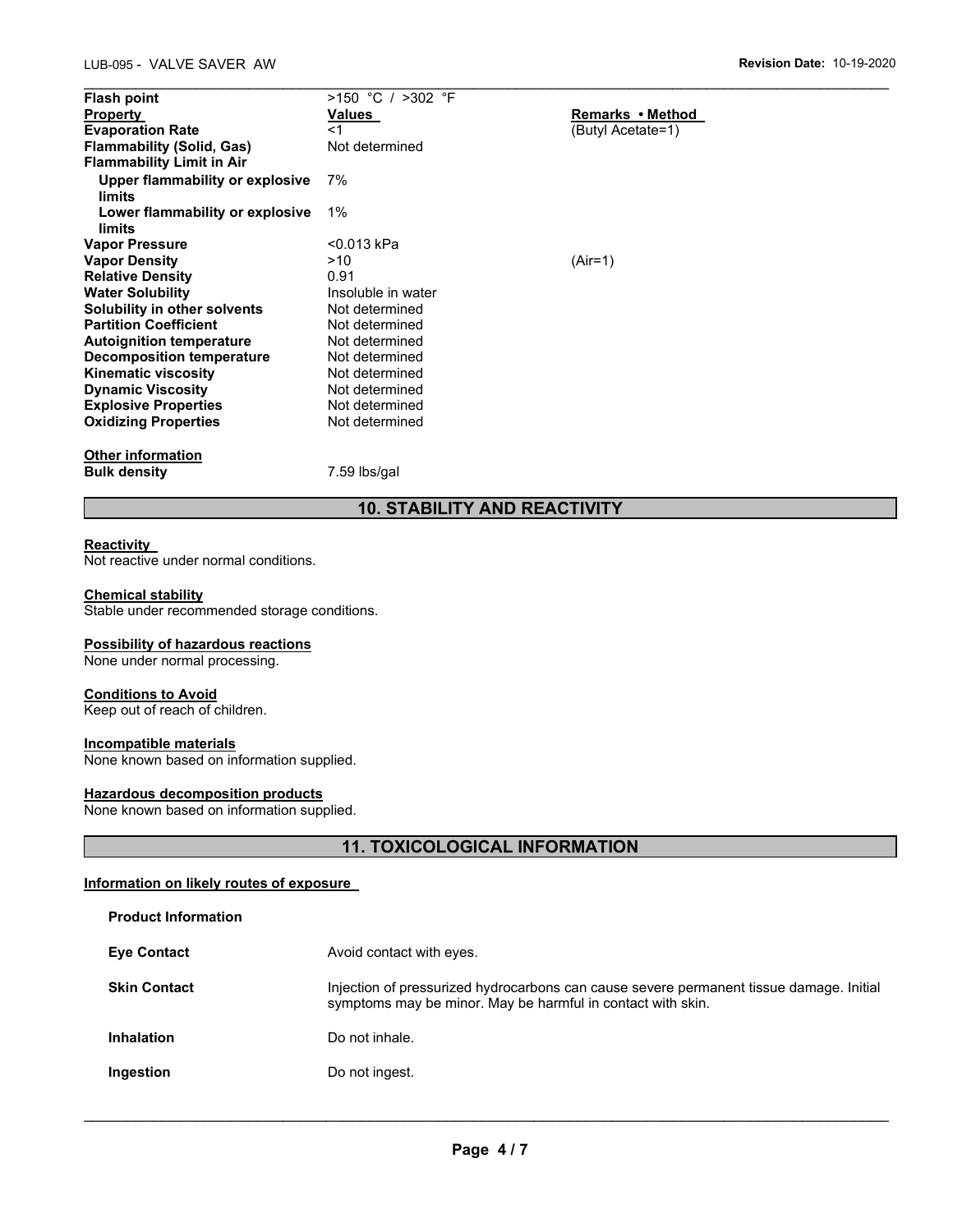| Flash point | >150 °C / >302 °F | |
|---|---|---|
| **Property** | **Values** | **Remarks • Method** |
| **Evaporation Rate** | <1 | (Butyl Acetate=1) |
| **Flammability (Solid, Gas)** | Not determined | |
| **Flammability Limit in Air** | | |
| **Upper flammability or explosive limits** | 7% | |
| **Lower flammability or explosive limits** | 1% | |
| **Vapor Pressure** | <0.013 kPa | |
| **Vapor Density** | >10 | (Air=1) |
| **Relative Density** | 0.91 | |
| **Water Solubility** | Insoluble in water | |
| **Solubility in other solvents** | Not determined | |
| **Partition Coefficient** | Not determined | |
| **Autoignition temperature** | Not determined | |
| **Decomposition temperature** | Not determined | |
| **Kinematic viscosity** | Not determined | |
| **Dynamic Viscosity** | Not determined | |
| **Explosive Properties** | Not determined | |
| **Oxidizing Properties** | Not determined | |

**Other information**

**Bulk density** 7.59 lbs/gal

## 10. STABILITY AND REACTIVITY

**Reactivity**

Not reactive under normal conditions.

**Chemical stability**

Stable under recommended storage conditions.

**Possibility of hazardous reactions**

None under normal processing.

**Conditions to Avoid**

Keep out of reach of children.

**Incompatible materials**

None known based on information supplied.

**Hazardous decomposition products**

None known based on information supplied.

## 11. TOXICOLOGICAL INFORMATION

**Information on likely routes of exposure**

**Product Information**

| | |
|---|---|
| **Eye Contact** | Avoid contact with eyes. |
| **Skin Contact** | Injection of pressurized hydrocarbons can cause severe permanent tissue damage. Initial symptoms may be minor. May be harmful in contact with skin. |
| **Inhalation** | Do not inhale. |
| **Ingestion** | Do not ingest. |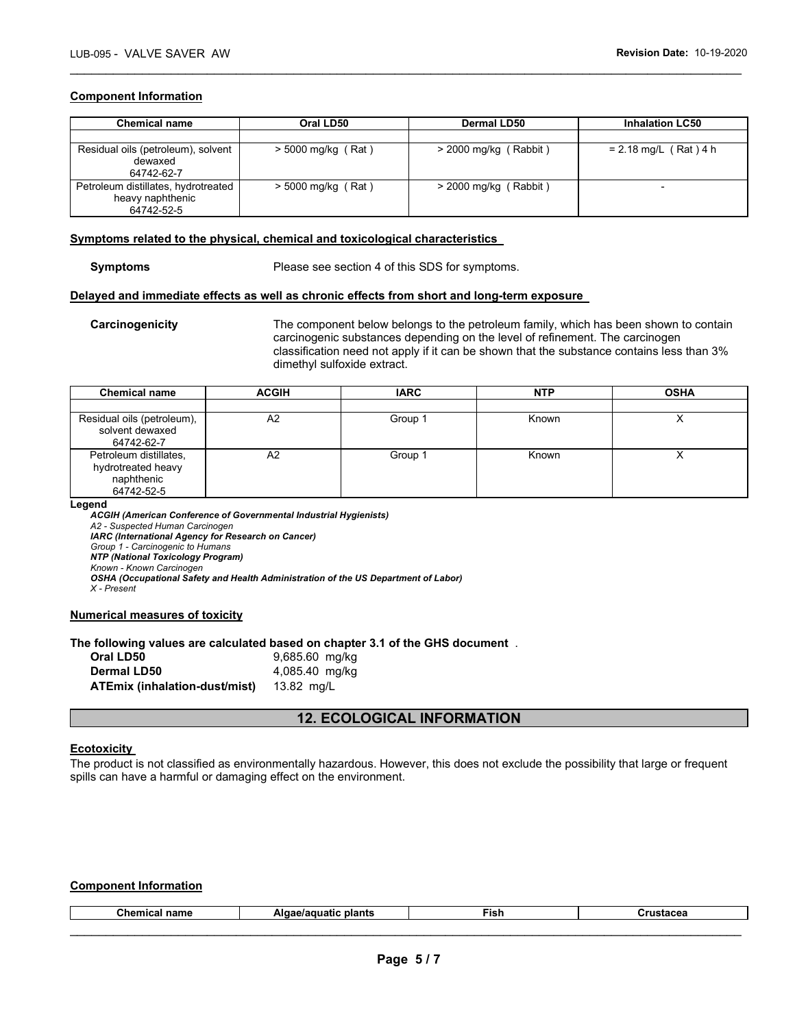#### Component Information

| Chemical name | Oral LD50 | Dermal LD50 | Inhalation LC50 |
|---|---|---|---|
| Residual oils (petroleum), solvent dewaxed 64742-62-7 | > 5000 mg/kg ( Rat ) | > 2000 mg/kg ( Rabbit ) | = 2.18 mg/L ( Rat ) 4 h |
| Petroleum distillates, hydrotreated heavy naphthenic 64742-52-5 | > 5000 mg/kg ( Rat ) | > 2000 mg/kg ( Rabbit ) | - |

#### Symptoms related to the physical, chemical and toxicological characteristics

**Symptoms** Please see section 4 of this SDS for symptoms.

#### Delayed and immediate effects as well as chronic effects from short and long-term exposure

**Carcinogenicity** The component below belongs to the petroleum family, which has been shown to contain carcinogenic substances depending on the level of refinement. The carcinogen classification need not apply if it can be shown that the substance contains less than 3% dimethyl sulfoxide extract.

| Chemical name | ACGIH | IARC | NTP | OSHA |
|---|---|---|---|---|
| Residual oils (petroleum), solvent dewaxed 64742-62-7 | A2 | Group 1 | Known | X |
| Petroleum distillates, hydrotreated heavy naphthenic 64742-52-5 | A2 | Group 1 | Known | X |

**Legend**

***ACGIH (American Conference of Governmental Industrial Hygienists)***
*A2 - Suspected Human Carcinogen*
***IARC (International Agency for Research on Cancer)***
*Group 1 - Carcinogenic to Humans*
***NTP (National Toxicology Program)***
*Known - Known Carcinogen*
***OSHA (Occupational Safety and Health Administration of the US Department of Labor)***
*X - Present*

#### Numerical measures of toxicity

**The following values are calculated based on chapter 3.1 of the GHS document** .

| | |
|---|---|
| **Oral LD50** | 9,685.60 mg/kg |
| **Dermal LD50** | 4,085.40 mg/kg |
| **ATEmix (inhalation-dust/mist)** | 13.82 mg/L |

## 12. ECOLOGICAL INFORMATION

#### Ecotoxicity

The product is not classified as environmentally hazardous. However, this does not exclude the possibility that large or frequent spills can have a harmful or damaging effect on the environment.

#### Component Information

| Chemical name | Algae/aquatic plants | Fish | Crustacea |
|---|---|---|---|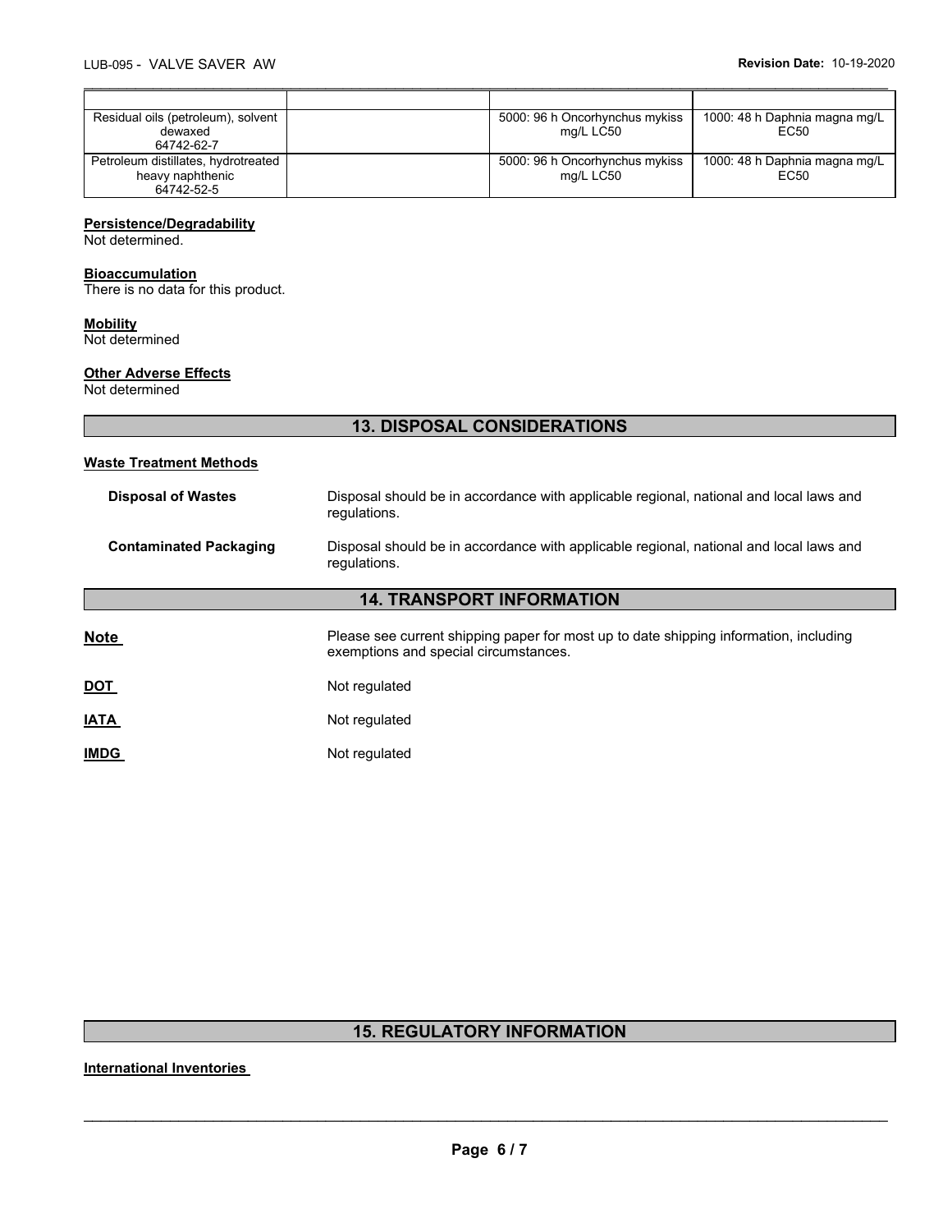| | | | |
|---|---|---|---|
| Residual oils (petroleum), solvent dewaxed 64742-62-7 | | 5000: 96 h Oncorhynchus mykiss mg/L LC50 | 1000: 48 h Daphnia magna mg/L EC50 |
| Petroleum distillates, hydrotreated heavy naphthenic 64742-52-5 | | 5000: 96 h Oncorhynchus mykiss mg/L LC50 | 1000: 48 h Daphnia magna mg/L EC50 |

**Persistence/Degradability**
Not determined.

**Bioaccumulation**
There is no data for this product.

**Mobility**
Not determined

**Other Adverse Effects**
Not determined

## 13. DISPOSAL CONSIDERATIONS

**Waste Treatment Methods**

**Disposal of Wastes** — Disposal should be in accordance with applicable regional, national and local laws and regulations.

**Contaminated Packaging** — Disposal should be in accordance with applicable regional, national and local laws and regulations.

## 14. TRANSPORT INFORMATION

**Note** — Please see current shipping paper for most up to date shipping information, including exemptions and special circumstances.

**DOT** — Not regulated

**IATA** — Not regulated

**IMDG** — Not regulated

## 15. REGULATORY INFORMATION

**International Inventories**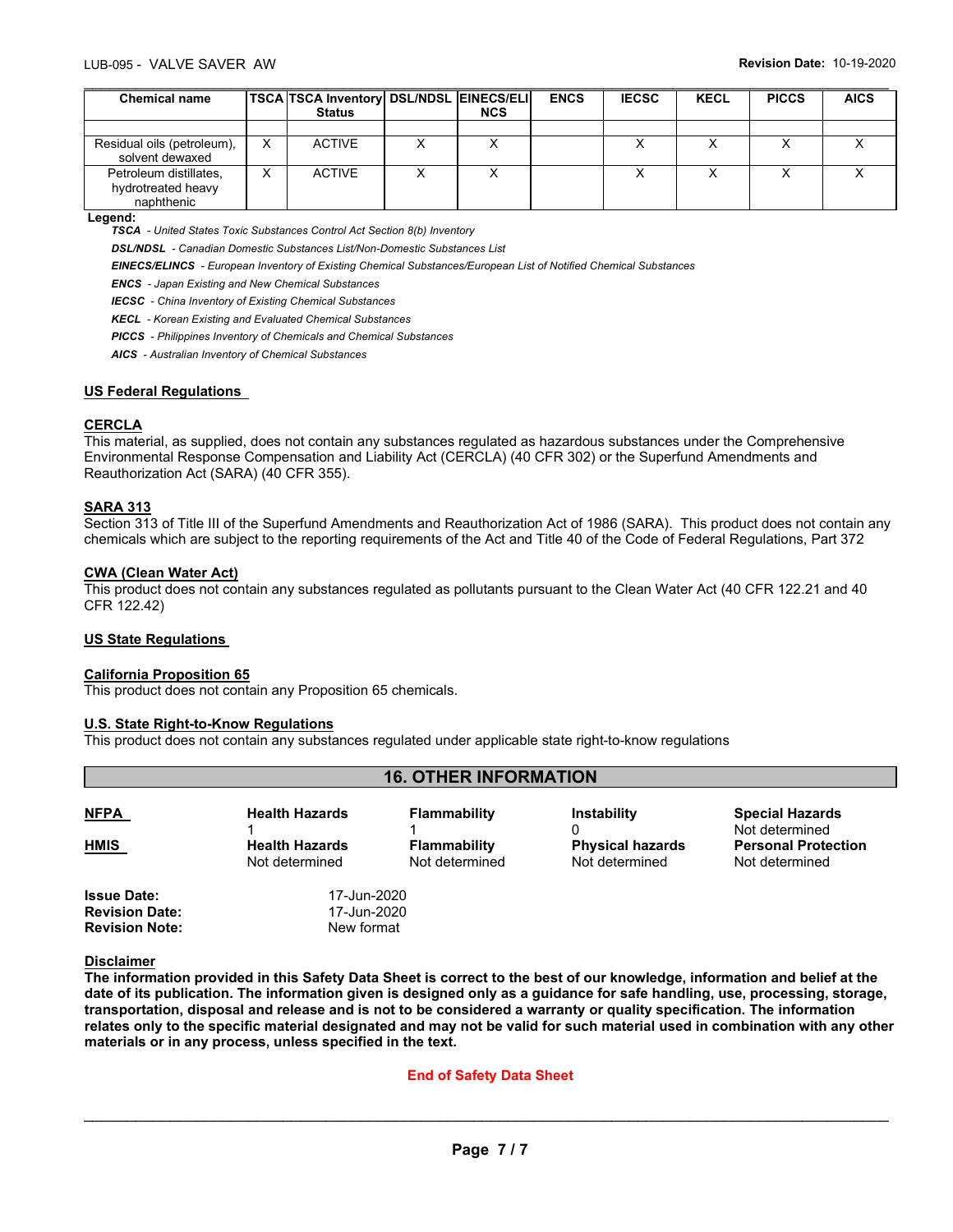| Chemical name | TSCA | TSCA Inventory Status | DSL/NDSL | EINECS/ELINCS | ENCS | IECSC | KECL | PICCS | AICS |
|---|---|---|---|---|---|---|---|---|---|
| | | | | | | | | | |
| Residual oils (petroleum), solvent dewaxed | X | ACTIVE | X | X | | X | X | X | X |
| Petroleum distillates, hydrotreated heavy naphthenic | X | ACTIVE | X | X | | X | X | X | X |

**Legend:**

***TSCA*** *- United States Toxic Substances Control Act Section 8(b) Inventory*

***DSL/NDSL*** *- Canadian Domestic Substances List/Non-Domestic Substances List*

***EINECS/ELINCS*** *- European Inventory of Existing Chemical Substances/European List of Notified Chemical Substances*

***ENCS*** *- Japan Existing and New Chemical Substances*

***IECSC*** *- China Inventory of Existing Chemical Substances*

***KECL*** *- Korean Existing and Evaluated Chemical Substances*

***PICCS*** *- Philippines Inventory of Chemicals and Chemical Substances*

***AICS*** *- Australian Inventory of Chemical Substances*

### US Federal Regulations

**CERCLA**

This material, as supplied, does not contain any substances regulated as hazardous substances under the Comprehensive Environmental Response Compensation and Liability Act (CERCLA) (40 CFR 302) or the Superfund Amendments and Reauthorization Act (SARA) (40 CFR 355).

**SARA 313**

Section 313 of Title III of the Superfund Amendments and Reauthorization Act of 1986 (SARA). This product does not contain any chemicals which are subject to the reporting requirements of the Act and Title 40 of the Code of Federal Regulations, Part 372

**CWA (Clean Water Act)**

This product does not contain any substances regulated as pollutants pursuant to the Clean Water Act (40 CFR 122.21 and 40 CFR 122.42)

### US State Regulations

**California Proposition 65**

This product does not contain any Proposition 65 chemicals.

**U.S. State Right-to-Know Regulations**

This product does not contain any substances regulated under applicable state right-to-know regulations

## 16. OTHER INFORMATION

| | | | | |
|---|---|---|---|---|
| **NFPA** | **Health Hazards** 1 | **Flammability** 1 | **Instability** 0 | **Special Hazards** Not determined |
| **HMIS** | **Health Hazards** Not determined | **Flammability** Not determined | **Physical hazards** Not determined | **Personal Protection** Not determined |

**Issue Date:** 17-Jun-2020
**Revision Date:** 17-Jun-2020
**Revision Note:** New format

**Disclaimer**

**The information provided in this Safety Data Sheet is correct to the best of our knowledge, information and belief at the date of its publication. The information given is designed only as a guidance for safe handling, use, processing, storage, transportation, disposal and release and is not to be considered a warranty or quality specification. The information relates only to the specific material designated and may not be valid for such material used in combination with any other materials or in any process, unless specified in the text.**

**End of Safety Data Sheet**